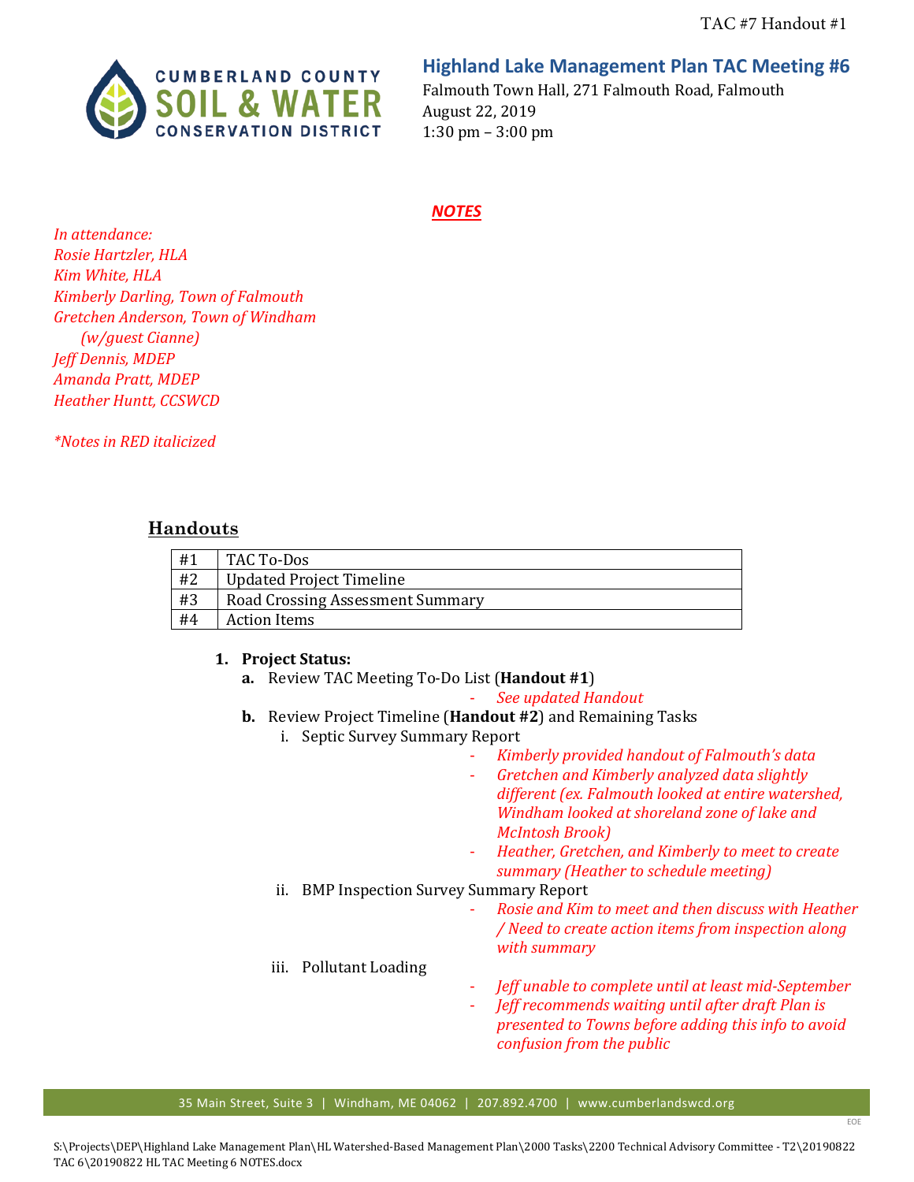TAC #7 Handout #1

## Highland Lake Management Plan TAC Meeting #6

Falmouth Town Hall, 271 Falmouth Road, Falmouth
August 22, 2019
1:30 pm – 3:00 pm

***NOTES***

*In attendance:*
*Rosie Hartzler, HLA*
*Kim White, HLA*
*Kimberly Darling, Town of Falmouth*
*Gretchen Anderson, Town of Windham*
*(w/guest Cianne)*
*Jeff Dennis, MDEP*
*Amanda Pratt, MDEP*
*Heather Huntt, CCSWCD*

*\*Notes in RED italicized*

## Handouts

| | |
|---|---|
| #1 | TAC To-Dos |
| #2 | Updated Project Timeline |
| #3 | Road Crossing Assessment Summary |
| #4 | Action Items |

1. **Project Status:**
   a. Review TAC Meeting To-Do List (**Handout #1**)
      - *See updated Handout*
   
   b. Review Project Timeline (**Handout #2**) and Remaining Tasks
      i. Septic Survey Summary Report
         - *Kimberly provided handout of Falmouth's data*
         - *Gretchen and Kimberly analyzed data slightly different (ex. Falmouth looked at entire watershed, Windham looked at shoreland zone of lake and McIntosh Brook)*
         - *Heather, Gretchen, and Kimberly to meet to create summary (Heather to schedule meeting)*
      
      ii. BMP Inspection Survey Summary Report
         - *Rosie and Kim to meet and then discuss with Heather / Need to create action items from inspection along with summary*
      
      iii. Pollutant Loading
         - *Jeff unable to complete until at least mid-September*
         - *Jeff recommends waiting until after draft Plan is presented to Towns before adding this info to avoid confusion from the public*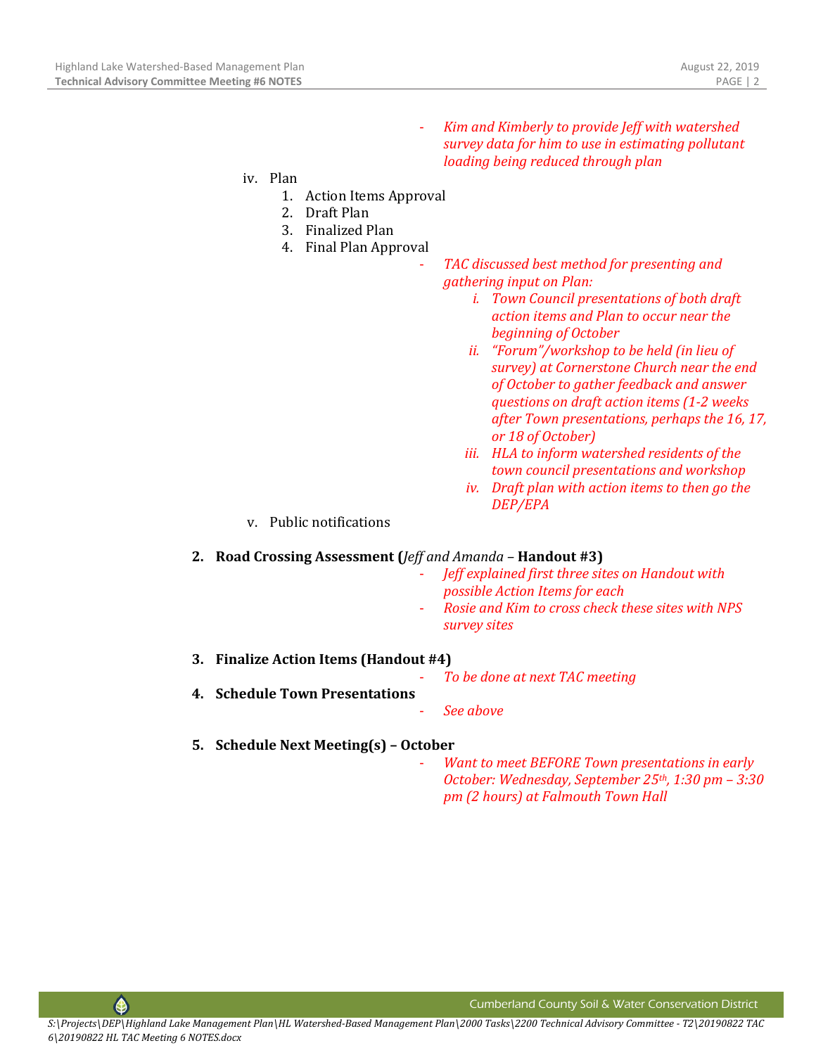- *Kim and Kimberly to provide Jeff with watershed survey data for him to use in estimating pollutant loading being reduced through plan*

iv. Plan
    1. Action Items Approval
    2. Draft Plan
    3. Finalized Plan
    4. Final Plan Approval
        - *TAC discussed best method for presenting and gathering input on Plan:*
            - *i. Town Council presentations of both draft action items and Plan to occur near the beginning of October*
            - *ii. "Forum"/workshop to be held (in lieu of survey) at Cornerstone Church near the end of October to gather feedback and answer questions on draft action items (1-2 weeks after Town presentations, perhaps the 16, 17, or 18 of October)*
            - *iii. HLA to inform watershed residents of the town council presentations and workshop*
            - *iv. Draft plan with action items to then go the DEP/EPA*

v. Public notifications

2. **Road Crossing Assessment (***Jeff and Amanda* – **Handout #3)**
    - *Jeff explained first three sites on Handout with possible Action Items for each*
    - *Rosie and Kim to cross check these sites with NPS survey sites*

3. **Finalize Action Items (Handout #4)**
    - *To be done at next TAC meeting*

4. **Schedule Town Presentations**
    - *See above*

5. **Schedule Next Meeting(s) – October**
    - *Want to meet BEFORE Town presentations in early October: Wednesday, September 25th, 1:30 pm – 3:30 pm (2 hours) at Falmouth Town Hall*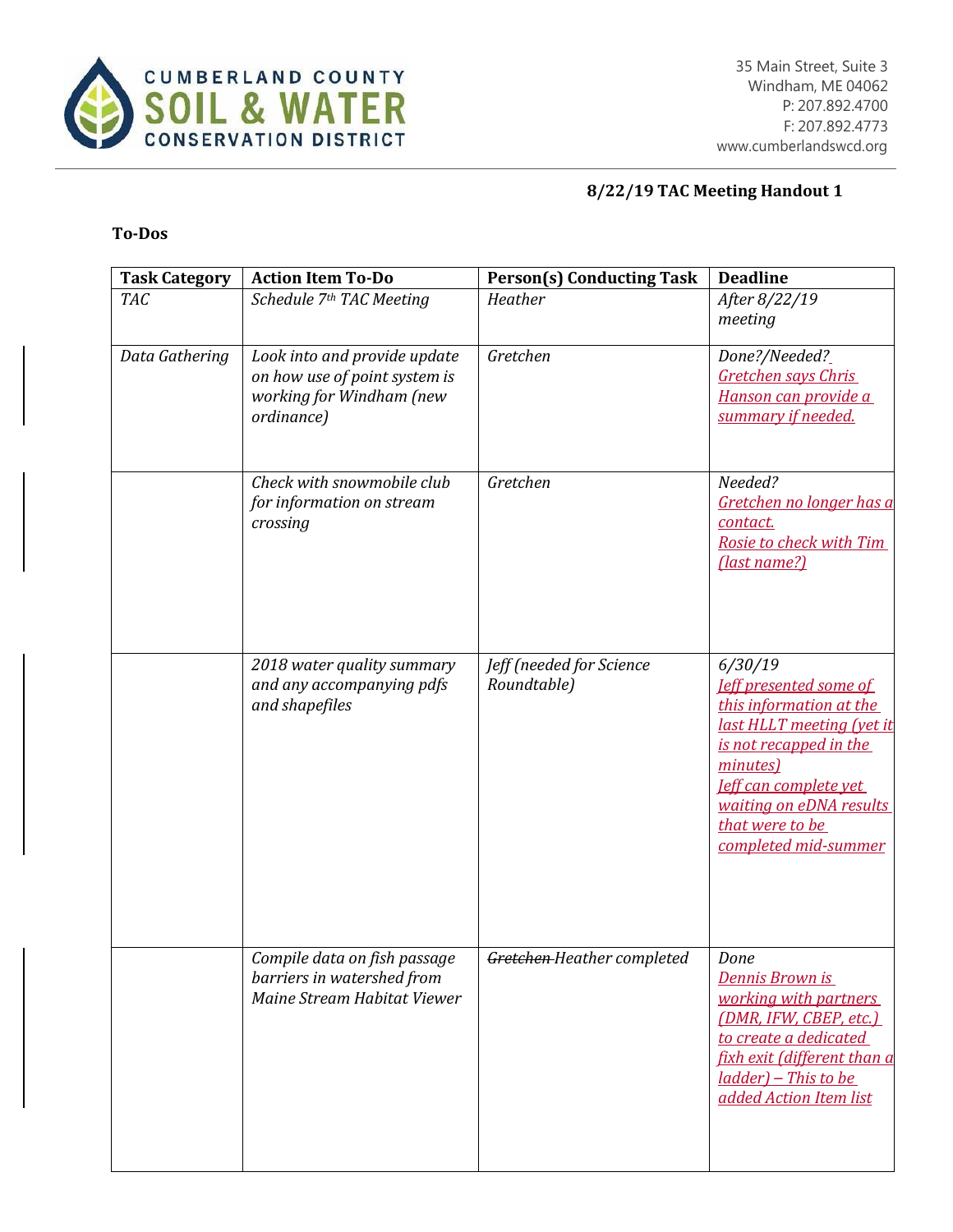**8/22/19 TAC Meeting Handout 1**

**To-Dos**

| Task Category | Action Item To-Do | Person(s) Conducting Task | Deadline |
|---|---|---|---|
| *TAC* | *Schedule 7th TAC Meeting* | *Heather* | *After 8/22/19 meeting* |
| *Data Gathering* | *Look into and provide update on how use of point system is working for Windham (new ordinance)* | *Gretchen* | *Done?/Needed?* *Gretchen says Chris Hanson can provide a summary if needed.* |
| | *Check with snowmobile club for information on stream crossing* | *Gretchen* | *Needed?* *Gretchen no longer has a contact.* *Rosie to check with Tim (last name?)* |
| | *2018 water quality summary and any accompanying pdfs and shapefiles* | *Jeff (needed for Science Roundtable)* | *6/30/19* *Jeff presented some of this information at the last HLLT meeting (yet it is not recapped in the minutes)* *Jeff can complete yet waiting on eDNA results that were to be completed mid-summer* |
| | *Compile data on fish passage barriers in watershed from Maine Stream Habitat Viewer* | *~~Gretchen~~ Heather completed* | *Done* *Dennis Brown is working with partners (DMR, IFW, CBEP, etc.) to create a dedicated fixh exit (different than a ladder) – This to be added Action Item list* |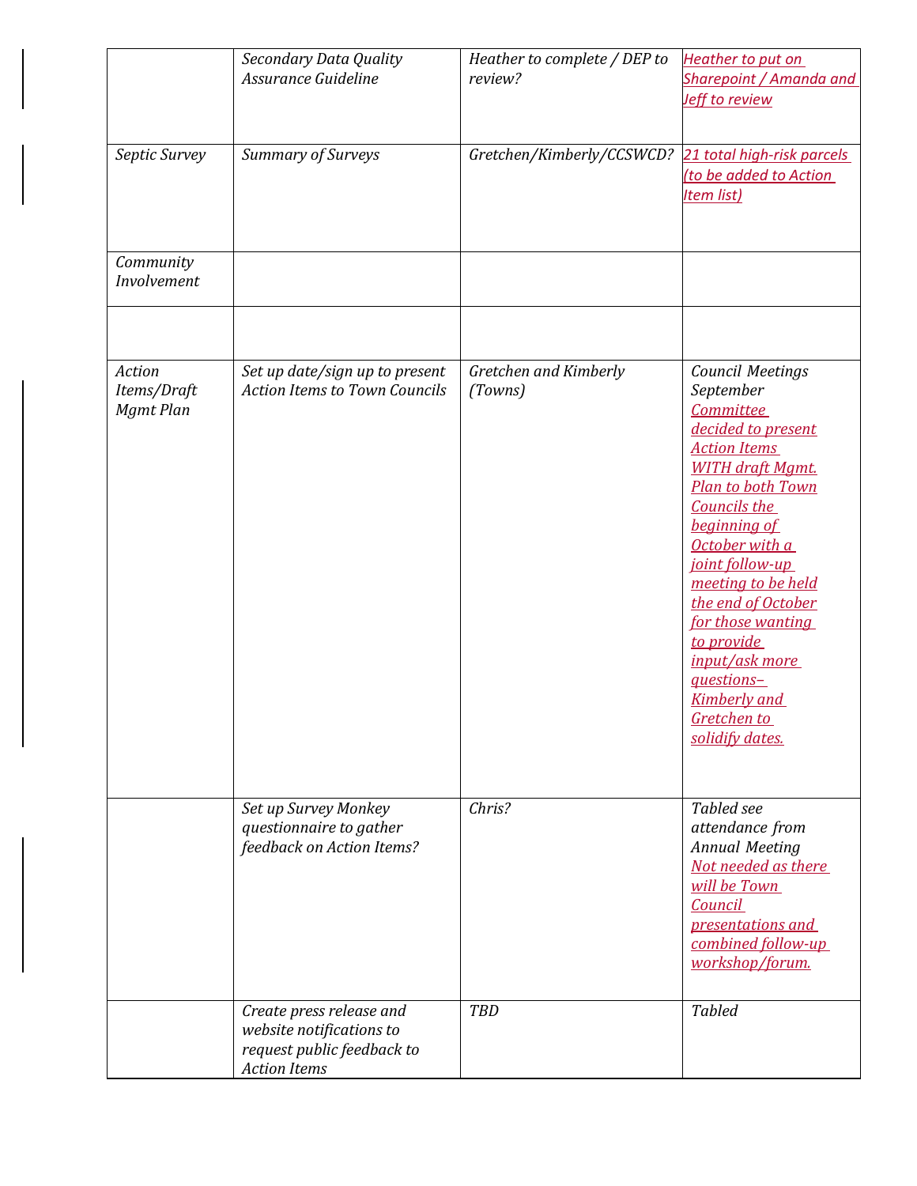|  |  |  |  |
|---|---|---|---|
|  | *Secondary Data Quality Assurance Guideline* | *Heather to complete / DEP to review?* | *Heather to put on Sharepoint / Amanda and Jeff to review* |
| *Septic Survey* | *Summary of Surveys* | *Gretchen/Kimberly/CCSWCD?* | *21 total high-risk parcels (to be added to Action Item list)* |
| *Community Involvement* |  |  |  |
|  |  |  |  |
| *Action Items/Draft Mgmt Plan* | *Set up date/sign up to present Action Items to Town Councils* | *Gretchen and Kimberly (Towns)* | *Council Meetings September* *Committee decided to present Action Items WITH draft Mgmt. Plan to both Town Councils the beginning of October with a joint follow-up meeting to be held the end of October for those wanting to provide input/ask more questions– Kimberly and Gretchen to solidify dates.* |
|  | *Set up Survey Monkey questionnaire to gather feedback on Action Items?* | *Chris?* | *Tabled see attendance from Annual Meeting* *Not needed as there will be Town Council presentations and combined follow-up workshop/forum.* |
|  | *Create press release and website notifications to request public feedback to Action Items* | *TBD* | *Tabled* |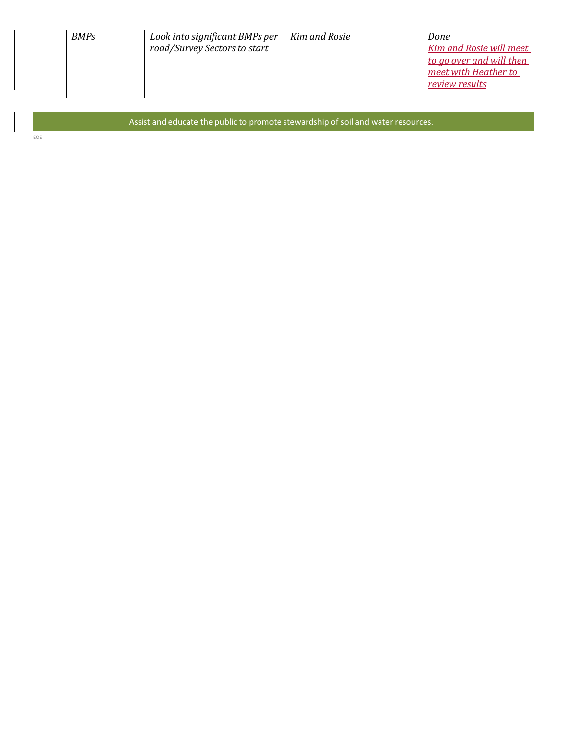| *BMPs* | *Look into significant BMPs per road/Survey Sectors to start* | *Kim and Rosie* | *Done* <br> *Kim and Rosie will meet to go over and will then meet with Heather to review results* |
| --- | --- | --- | --- |

Assist and educate the public to promote stewardship of soil and water resources.

EOE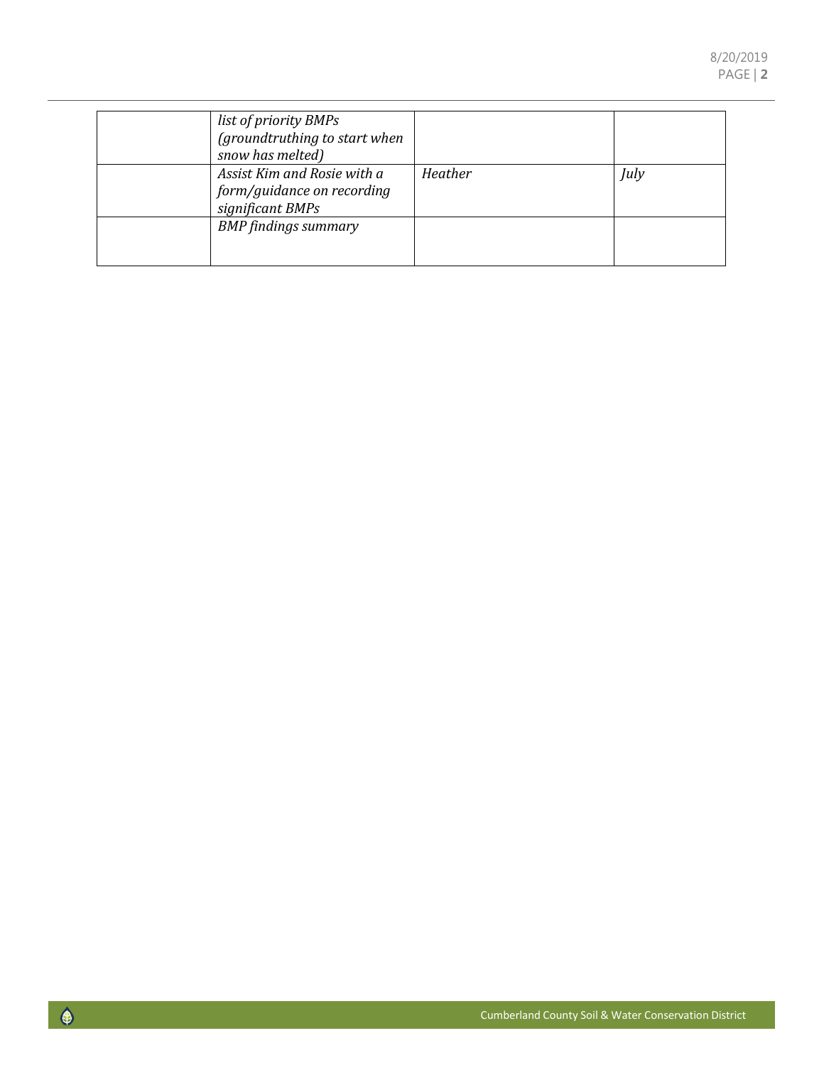| | | | |
|---|---|---|---|
| | *list of priority BMPs (groundtruthing to start when snow has melted)* | | |
| | *Assist Kim and Rosie with a form/guidance on recording significant BMPs* | *Heather* | *July* |
| | *BMP findings summary* | | |